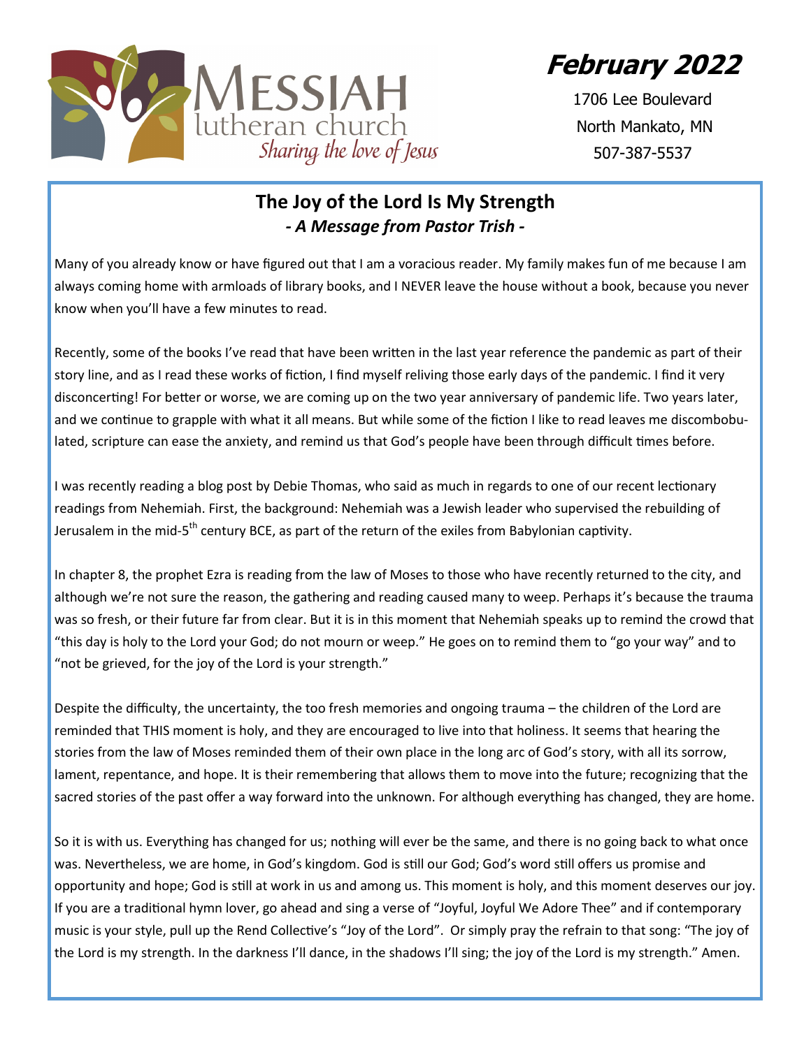MESSIAH lutheran church
*Sharing the love of Jesus*

**February 2022**

1706 Lee Boulevard
North Mankato, MN
507-387-5537

## The Joy of the Lord Is My Strength

***- A Message from Pastor Trish -***

Many of you already know or have figured out that I am a voracious reader. My family makes fun of me because I am always coming home with armloads of library books, and I NEVER leave the house without a book, because you never know when you'll have a few minutes to read.

Recently, some of the books I've read that have been written in the last year reference the pandemic as part of their story line, and as I read these works of fiction, I find myself reliving those early days of the pandemic. I find it very disconcerting! For better or worse, we are coming up on the two year anniversary of pandemic life. Two years later, and we continue to grapple with what it all means. But while some of the fiction I like to read leaves me discombobulated, scripture can ease the anxiety, and remind us that God's people have been through difficult times before.

I was recently reading a blog post by Debie Thomas, who said as much in regards to one of our recent lectionary readings from Nehemiah. First, the background: Nehemiah was a Jewish leader who supervised the rebuilding of Jerusalem in the mid-5th century BCE, as part of the return of the exiles from Babylonian captivity.

In chapter 8, the prophet Ezra is reading from the law of Moses to those who have recently returned to the city, and although we're not sure the reason, the gathering and reading caused many to weep. Perhaps it's because the trauma was so fresh, or their future far from clear. But it is in this moment that Nehemiah speaks up to remind the crowd that "this day is holy to the Lord your God; do not mourn or weep." He goes on to remind them to "go your way" and to "not be grieved, for the joy of the Lord is your strength."

Despite the difficulty, the uncertainty, the too fresh memories and ongoing trauma – the children of the Lord are reminded that THIS moment is holy, and they are encouraged to live into that holiness. It seems that hearing the stories from the law of Moses reminded them of their own place in the long arc of God's story, with all its sorrow, lament, repentance, and hope. It is their remembering that allows them to move into the future; recognizing that the sacred stories of the past offer a way forward into the unknown. For although everything has changed, they are home.

So it is with us. Everything has changed for us; nothing will ever be the same, and there is no going back to what once was. Nevertheless, we are home, in God's kingdom. God is still our God; God's word still offers us promise and opportunity and hope; God is still at work in us and among us. This moment is holy, and this moment deserves our joy. If you are a traditional hymn lover, go ahead and sing a verse of "Joyful, Joyful We Adore Thee" and if contemporary music is your style, pull up the Rend Collective's "Joy of the Lord". Or simply pray the refrain to that song: "The joy of the Lord is my strength. In the darkness I'll dance, in the shadows I'll sing; the joy of the Lord is my strength." Amen.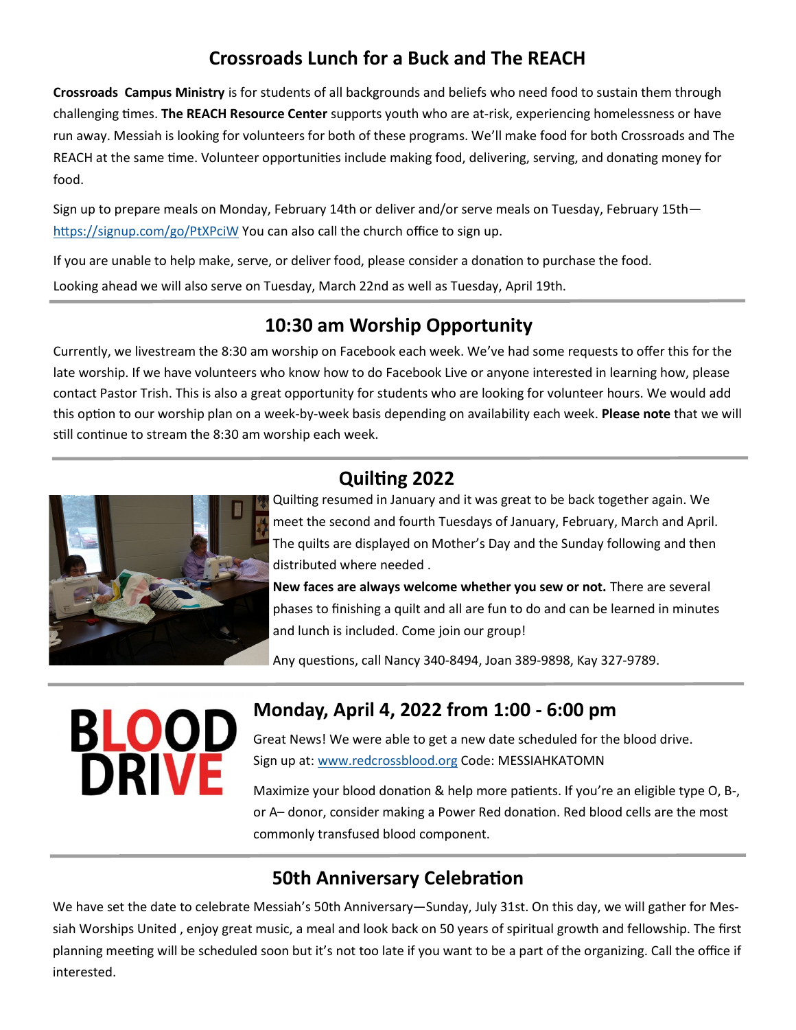## Crossroads Lunch for a Buck and The REACH

**Crossroads Campus Ministry** is for students of all backgrounds and beliefs who need food to sustain them through challenging times. **The REACH Resource Center** supports youth who are at-risk, experiencing homelessness or have run away. Messiah is looking for volunteers for both of these programs. We'll make food for both Crossroads and The REACH at the same time. Volunteer opportunities include making food, delivering, serving, and donating money for food.

Sign up to prepare meals on Monday, February 14th or deliver and/or serve meals on Tuesday, February 15th— https://signup.com/go/PtXPciW You can also call the church office to sign up.

If you are unable to help make, serve, or deliver food, please consider a donation to purchase the food.

Looking ahead we will also serve on Tuesday, March 22nd as well as Tuesday, April 19th.

## 10:30 am Worship Opportunity

Currently, we livestream the 8:30 am worship on Facebook each week. We've had some requests to offer this for the late worship. If we have volunteers who know how to do Facebook Live or anyone interested in learning how, please contact Pastor Trish. This is also a great opportunity for students who are looking for volunteer hours. We would add this option to our worship plan on a week-by-week basis depending on availability each week. **Please note** that we will still continue to stream the 8:30 am worship each week.

## Quilting 2022

Quilting resumed in January and it was great to be back together again. We meet the second and fourth Tuesdays of January, February, March and April. The quilts are displayed on Mother's Day and the Sunday following and then distributed where needed .

**New faces are always welcome whether you sew or not.** There are several phases to finishing a quilt and all are fun to do and can be learned in minutes and lunch is included. Come join our group!

Any questions, call Nancy 340-8494, Joan 389-9898, Kay 327-9789.

## BLOOD DRIVE

## Monday, April 4, 2022 from 1:00 - 6:00 pm

Great News! We were able to get a new date scheduled for the blood drive.
Sign up at: www.redcrossblood.org Code: MESSIAHKATOMN

Maximize your blood donation & help more patients. If you're an eligible type O, B-, or A– donor, consider making a Power Red donation. Red blood cells are the most commonly transfused blood component.

## 50th Anniversary Celebration

We have set the date to celebrate Messiah's 50th Anniversary—Sunday, July 31st. On this day, we will gather for Messiah Worships United , enjoy great music, a meal and look back on 50 years of spiritual growth and fellowship. The first planning meeting will be scheduled soon but it's not too late if you want to be a part of the organizing. Call the office if interested.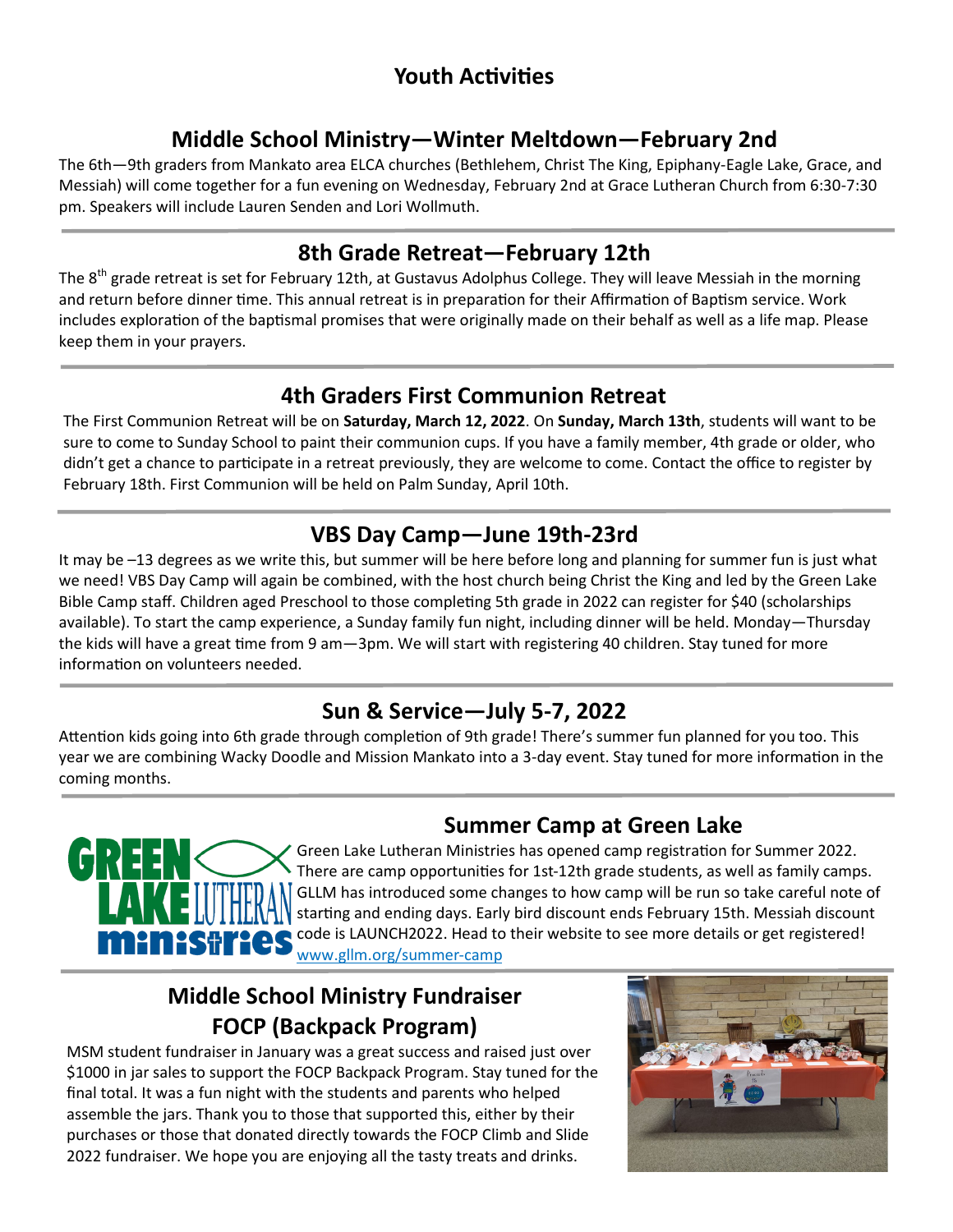# Youth Activities

## Middle School Ministry—Winter Meltdown—February 2nd

The 6th—9th graders from Mankato area ELCA churches (Bethlehem, Christ The King, Epiphany-Eagle Lake, Grace, and Messiah) will come together for a fun evening on Wednesday, February 2nd at Grace Lutheran Church from 6:30-7:30 pm. Speakers will include Lauren Senden and Lori Wollmuth.

## 8th Grade Retreat—February 12th

The 8th grade retreat is set for February 12th, at Gustavus Adolphus College. They will leave Messiah in the morning and return before dinner time. This annual retreat is in preparation for their Affirmation of Baptism service. Work includes exploration of the baptismal promises that were originally made on their behalf as well as a life map. Please keep them in your prayers.

## 4th Graders First Communion Retreat

The First Communion Retreat will be on **Saturday, March 12, 2022**. On **Sunday, March 13th**, students will want to be sure to come to Sunday School to paint their communion cups. If you have a family member, 4th grade or older, who didn't get a chance to participate in a retreat previously, they are welcome to come. Contact the office to register by February 18th. First Communion will be held on Palm Sunday, April 10th.

## VBS Day Camp—June 19th-23rd

It may be –13 degrees as we write this, but summer will be here before long and planning for summer fun is just what we need! VBS Day Camp will again be combined, with the host church being Christ the King and led by the Green Lake Bible Camp staff. Children aged Preschool to those completing 5th grade in 2022 can register for $40 (scholarships available). To start the camp experience, a Sunday family fun night, including dinner will be held. Monday—Thursday the kids will have a great time from 9 am—3pm. We will start with registering 40 children. Stay tuned for more information on volunteers needed.

## Sun & Service—July 5-7, 2022

Attention kids going into 6th grade through completion of 9th grade! There's summer fun planned for you too. This year we are combining Wacky Doodle and Mission Mankato into a 3-day event. Stay tuned for more information in the coming months.

## Summer Camp at Green Lake

Green Lake Lutheran Ministries has opened camp registration for Summer 2022. There are camp opportunities for 1st-12th grade students, as well as family camps. GLLM has introduced some changes to how camp will be run so take careful note of starting and ending days. Early bird discount ends February 15th. Messiah discount code is LAUNCH2022. Head to their website to see more details or get registered! www.gllm.org/summer-camp

## Middle School Ministry Fundraiser FOCP (Backpack Program)

MSM student fundraiser in January was a great success and raised just over $1000 in jar sales to support the FOCP Backpack Program. Stay tuned for the final total. It was a fun night with the students and parents who helped assemble the jars. Thank you to those that supported this, either by their purchases or those that donated directly towards the FOCP Climb and Slide 2022 fundraiser. We hope you are enjoying all the tasty treats and drinks.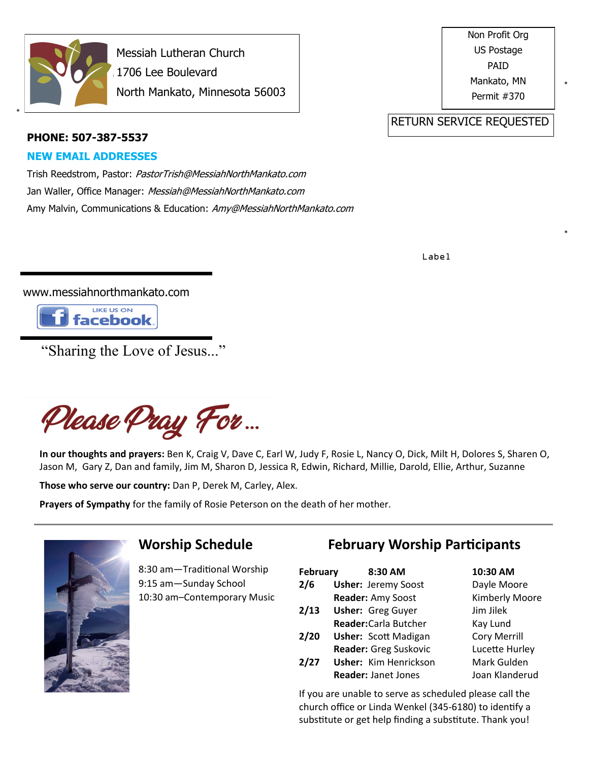Messiah Lutheran Church
1706 Lee Boulevard
North Mankato, Minnesota 56003

Non Profit Org
US Postage
PAID
Mankato, MN
Permit #370

RETURN SERVICE REQUESTED

**PHONE: 507-387-5537**

**NEW EMAIL ADDRESSES**

Trish Reedstrom, Pastor: *PastorTrish@MessiahNorthMankato.com*

Jan Waller, Office Manager: *Messiah@MessiahNorthMankato.com*

Amy Malvin, Communications & Education: *Amy@MessiahNorthMankato.com*

Label

www.messiahnorthmankato.com

LIKE US ON facebook

"Sharing the Love of Jesus..."

# Please Pray For...

**In our thoughts and prayers:** Ben K, Craig V, Dave C, Earl W, Judy F, Rosie L, Nancy O, Dick, Milt H, Dolores S, Sharen O, Jason M, Gary Z, Dan and family, Jim M, Sharon D, Jessica R, Edwin, Richard, Millie, Darold, Ellie, Arthur, Suzanne

**Those who serve our country:** Dan P, Derek M, Carley, Alex.

**Prayers of Sympathy** for the family of Rosie Peterson on the death of her mother.

## Worship Schedule

8:30 am—Traditional Worship
9:15 am—Sunday School
10:30 am–Contemporary Music

## February Worship Participants

| February | 8:30 AM | 10:30 AM |
|---|---|---|
| 2/6 | **Usher:** Jeremy Soost | Dayle Moore |
| | **Reader:** Amy Soost | Kimberly Moore |
| 2/13 | **Usher:** Greg Guyer | Jim Jilek |
| | **Reader:** Carla Butcher | Kay Lund |
| 2/20 | **Usher:** Scott Madigan | Cory Merrill |
| | **Reader:** Greg Suskovic | Lucette Hurley |
| 2/27 | **Usher:** Kim Henrickson | Mark Gulden |
| | **Reader:** Janet Jones | Joan Klanderud |

If you are unable to serve as scheduled please call the church office or Linda Wenkel (345-6180) to identify a substitute or get help finding a substitute. Thank you!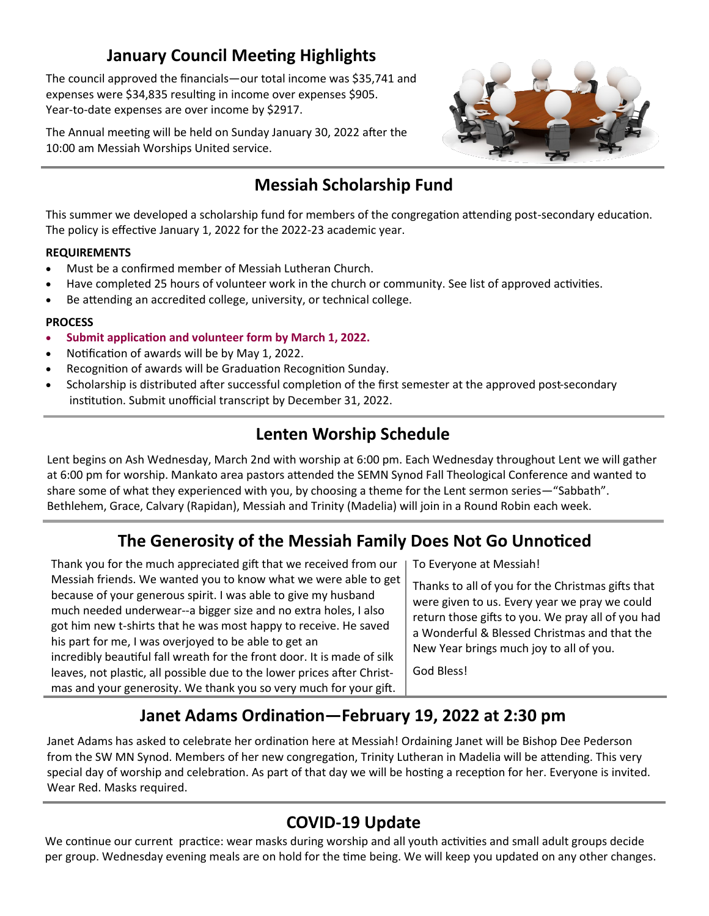## January Council Meeting Highlights

The council approved the financials—our total income was $35,741 and expenses were $34,835 resulting in income over expenses $905. Year-to-date expenses are over income by $2917.

The Annual meeting will be held on Sunday January 30, 2022 after the 10:00 am Messiah Worships United service.

## Messiah Scholarship Fund

This summer we developed a scholarship fund for members of the congregation attending post-secondary education. The policy is effective January 1, 2022 for the 2022-23 academic year.

**REQUIREMENTS**

- Must be a confirmed member of Messiah Lutheran Church.
- Have completed 25 hours of volunteer work in the church or community. See list of approved activities.
- Be attending an accredited college, university, or technical college.

**PROCESS**

- **Submit application and volunteer form by March 1, 2022.**
- Notification of awards will be by May 1, 2022.
- Recognition of awards will be Graduation Recognition Sunday.
- Scholarship is distributed after successful completion of the first semester at the approved post-secondary institution. Submit unofficial transcript by December 31, 2022.

## Lenten Worship Schedule

Lent begins on Ash Wednesday, March 2nd with worship at 6:00 pm. Each Wednesday throughout Lent we will gather at 6:00 pm for worship. Mankato area pastors attended the SEMN Synod Fall Theological Conference and wanted to share some of what they experienced with you, by choosing a theme for the Lent sermon series—"Sabbath". Bethlehem, Grace, Calvary (Rapidan), Messiah and Trinity (Madelia) will join in a Round Robin each week.

## The Generosity of the Messiah Family Does Not Go Unnoticed

Thank you for the much appreciated gift that we received from our Messiah friends. We wanted you to know what we were able to get because of your generous spirit. I was able to give my husband much needed underwear--a bigger size and no extra holes, I also got him new t-shirts that he was most happy to receive. He saved his part for me, I was overjoyed to be able to get an incredibly beautiful fall wreath for the front door. It is made of silk leaves, not plastic, all possible due to the lower prices after Christmas and your generosity. We thank you so very much for your gift.

To Everyone at Messiah!

Thanks to all of you for the Christmas gifts that were given to us. Every year we pray we could return those gifts to you. We pray all of you had a Wonderful & Blessed Christmas and that the New Year brings much joy to all of you.

God Bless!

## Janet Adams Ordination—February 19, 2022 at 2:30 pm

Janet Adams has asked to celebrate her ordination here at Messiah! Ordaining Janet will be Bishop Dee Pederson from the SW MN Synod. Members of her new congregation, Trinity Lutheran in Madelia will be attending. This very special day of worship and celebration. As part of that day we will be hosting a reception for her. Everyone is invited. Wear Red. Masks required.

## COVID-19 Update

We continue our current practice: wear masks during worship and all youth activities and small adult groups decide per group. Wednesday evening meals are on hold for the time being. We will keep you updated on any other changes.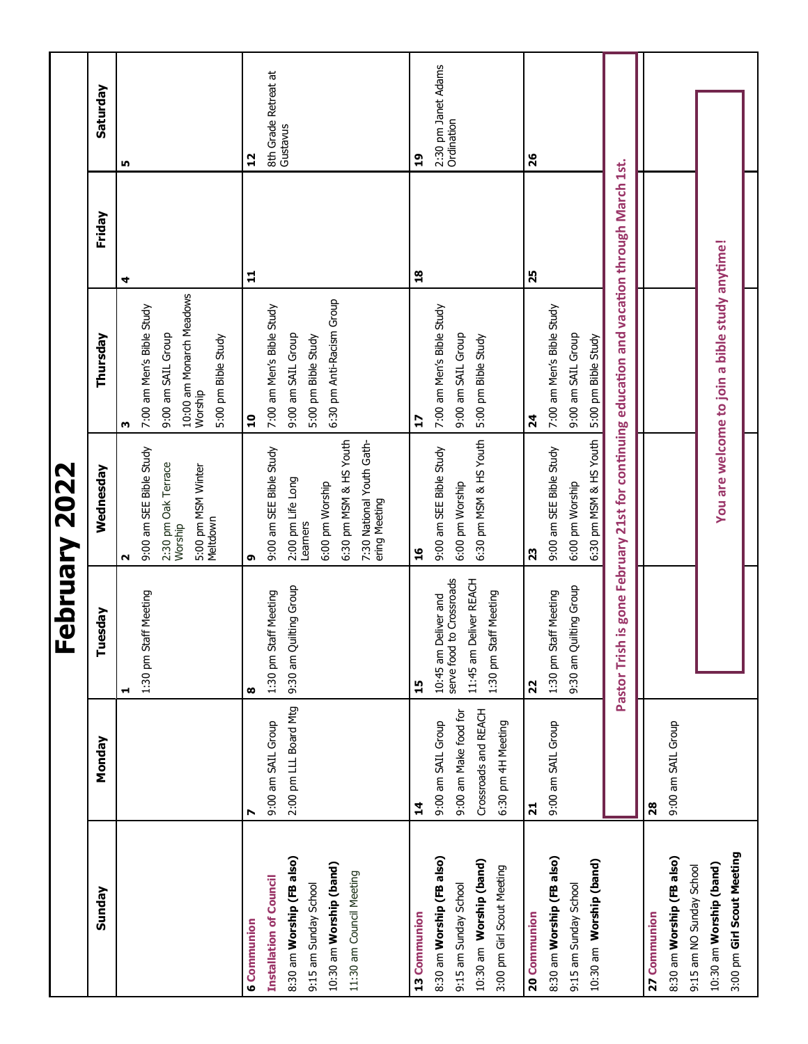# February 2022

| Sunday | Monday | Tuesday | Wednesday | Thursday | Friday | Saturday |
|---|---|---|---|---|---|---|
| | | **1**<br>1:30 pm Staff Meeting | **2**<br>9:00 am SEE Bible Study<br>2:30 pm Oak Terrace Worship<br>5:00 pm MSM Winter Meltdown | **3**<br>7:00 am Men's Bible Study<br>9:00 am SAIL Group<br>10:00 am Monarch Meadows Worship<br>5:00 pm Bible Study | **4** | **5** |
| **6** Communion<br>Installation of Council<br>8:30 am **Worship (FB also)**<br>9:15 am Sunday School<br>10:30 am **Worship (band)**<br>11:30 am Council Meeting | **7**<br>9:00 am SAIL Group<br>2:00 pm LLL Board Mtg | **8**<br>1:30 pm Staff Meeting<br>9:30 am Quilting Group | **9**<br>9:00 am SEE Bible Study<br>2:00 pm Life Long Learners<br>6:00 pm Worship<br>6:30 pm MSM & HS Youth<br>7:30 National Youth Gathering Meeting | **10**<br>7:00 am Men's Bible Study<br>9:00 am SAIL Group<br>5:00 pm Bible Study<br>6:30 pm Anti-Racism Group | **11** | **12**<br>8th Grade Retreat at Gustavus |
| **13** Communion<br>8:30 am **Worship (FB also)**<br>9:15 am Sunday School<br>10:30 am **Worship (band)**<br>3:00 pm Girl Scout Meeting | **14**<br>9:00 am SAIL Group<br>9:00 am Make food for Crossroads and REACH<br>6:30 pm 4H Meeting | **15**<br>10:45 am Deliver and serve food to Crossroads<br>11:45 am Deliver REACH<br>1:30 pm Staff Meeting | **16**<br>9:00 am SEE Bible Study<br>6:00 pm Worship<br>6:30 pm MSM & HS Youth | **17**<br>7:00 am Men's Bible Study<br>9:00 am SAIL Group<br>5:00 pm Bible Study | **18** | **19**<br>2:30 pm Janet Adams Ordination |
| **20** Communion<br>8:30 am **Worship (FB also)**<br>9:15 am Sunday School<br>10:30 am **Worship (band)** | **21**<br>9:00 am SAIL Group | **22**<br>1:30 pm Staff Meeting<br>9:30 am Quilting Group | **23**<br>9:00 am SEE Bible Study<br>6:00 pm Worship<br>6:30 pm MSM & HS Youth | **24**<br>7:00 am Men's Bible Study<br>9:00 am SAIL Group<br>5:00 pm Bible Study | **25** | **26** |
| **27** Communion<br>8:30 am **Worship (FB also)**<br>9:15 am NO Sunday School<br>10:30 am **Worship (band)**<br>3:00 pm **Girl Scout Meeting** | **28**<br>9:00 am SAIL Group | | | | | |

**Pastor Trish is gone February 21st for continuing education and vacation through March 1st.**

**You are welcome to join a bible study anytime!**